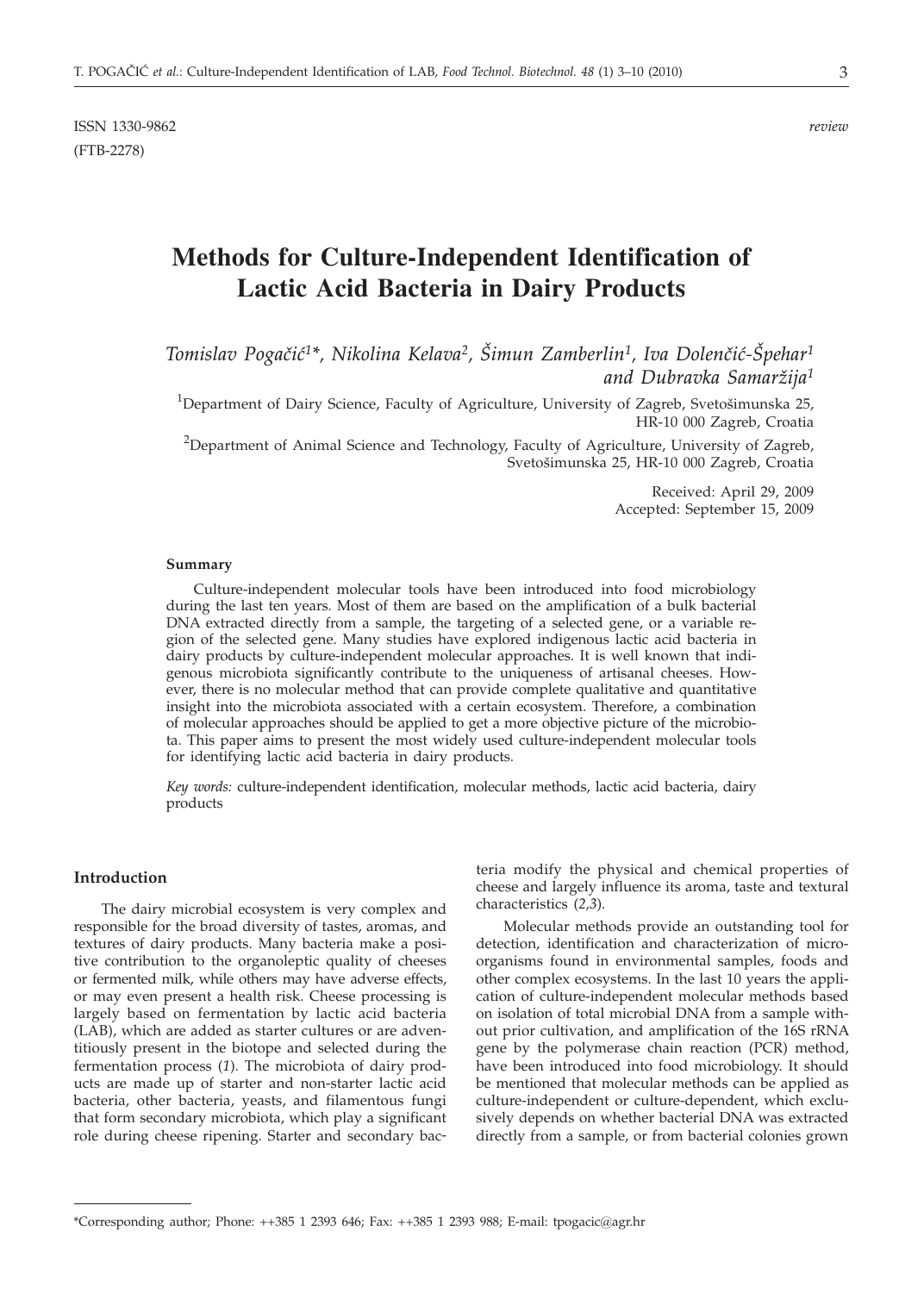ISSN 1330-9862 *review*
(FTB-2278)

# Methods for Culture-Independent Identification of Lactic Acid Bacteria in Dairy Products

*Tomislav Pogačić[1]\*, Nikolina Kelava[2], Šimun Zamberlin[1], Iva Dolenčić-Špehar[1] and Dubravka Samaržija[1]*

[1]Department of Dairy Science, Faculty of Agriculture, University of Zagreb, Svetošimunska 25, HR-10 000 Zagreb, Croatia

[2]Department of Animal Science and Technology, Faculty of Agriculture, University of Zagreb, Svetošimunska 25, HR-10 000 Zagreb, Croatia

Received: April 29, 2009
Accepted: September 15, 2009

#### Summary

Culture-independent molecular tools have been introduced into food microbiology during the last ten years. Most of them are based on the amplification of a bulk bacterial DNA extracted directly from a sample, the targeting of a selected gene, or a variable region of the selected gene. Many studies have explored indigenous lactic acid bacteria in dairy products by culture-independent molecular approaches. It is well known that indigenous microbiota significantly contribute to the uniqueness of artisanal cheeses. However, there is no molecular method that can provide complete qualitative and quantitative insight into the microbiota associated with a certain ecosystem. Therefore, a combination of molecular approaches should be applied to get a more objective picture of the microbiota. This paper aims to present the most widely used culture-independent molecular tools for identifying lactic acid bacteria in dairy products.

*Key words:* culture-independent identification, molecular methods, lactic acid bacteria, dairy products

## Introduction

The dairy microbial ecosystem is very complex and responsible for the broad diversity of tastes, aromas, and textures of dairy products. Many bacteria make a positive contribution to the organoleptic quality of cheeses or fermented milk, while others may have adverse effects, or may even present a health risk. Cheese processing is largely based on fermentation by lactic acid bacteria (LAB), which are added as starter cultures or are adventitiously present in the biotope and selected during the fermentation process (*1*). The microbiota of dairy products are made up of starter and non-starter lactic acid bacteria, other bacteria, yeasts, and filamentous fungi that form secondary microbiota, which play a significant role during cheese ripening. Starter and secondary bacteria modify the physical and chemical properties of cheese and largely influence its aroma, taste and textural characteristics (*2,3*).

Molecular methods provide an outstanding tool for detection, identification and characterization of microorganisms found in environmental samples, foods and other complex ecosystems. In the last 10 years the application of culture-independent molecular methods based on isolation of total microbial DNA from a sample without prior cultivation, and amplification of the 16S rRNA gene by the polymerase chain reaction (PCR) method, have been introduced into food microbiology. It should be mentioned that molecular methods can be applied as culture-independent or culture-dependent, which exclusively depends on whether bacterial DNA was extracted directly from a sample, or from bacterial colonies grown

\*Corresponding author; Phone: ++385 1 2393 646; Fax: ++385 1 2393 988; E-mail: tpogacic@agr.hr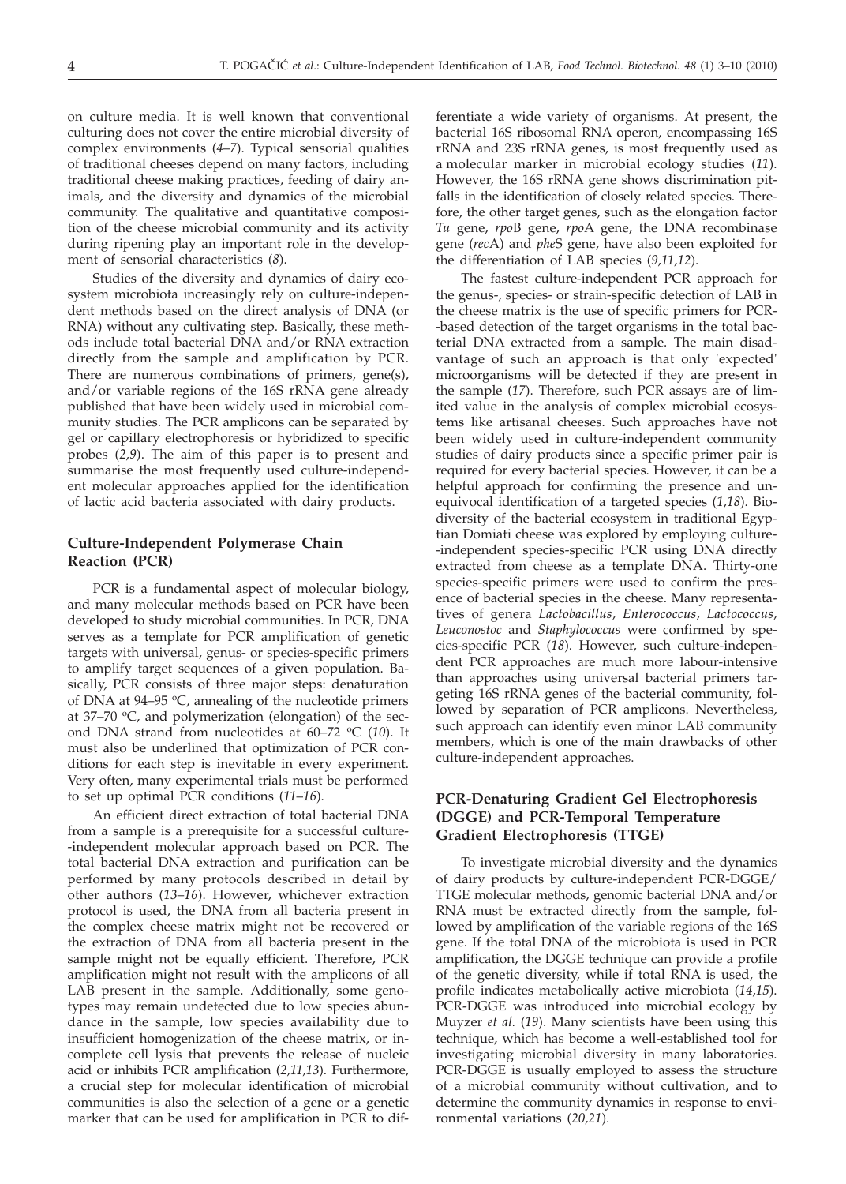on culture media. It is well known that conventional culturing does not cover the entire microbial diversity of complex environments (*4–7*). Typical sensorial qualities of traditional cheeses depend on many factors, including traditional cheese making practices, feeding of dairy animals, and the diversity and dynamics of the microbial community. The qualitative and quantitative composition of the cheese microbial community and its activity during ripening play an important role in the development of sensorial characteristics (*8*).

Studies of the diversity and dynamics of dairy ecosystem microbiota increasingly rely on culture-independent methods based on the direct analysis of DNA (or RNA) without any cultivating step. Basically, these methods include total bacterial DNA and/or RNA extraction directly from the sample and amplification by PCR. There are numerous combinations of primers, gene(s), and/or variable regions of the 16S rRNA gene already published that have been widely used in microbial community studies. The PCR amplicons can be separated by gel or capillary electrophoresis or hybridized to specific probes (*2,9*). The aim of this paper is to present and summarise the most frequently used culture-independent molecular approaches applied for the identification of lactic acid bacteria associated with dairy products.

## Culture-Independent Polymerase Chain Reaction (PCR)

PCR is a fundamental aspect of molecular biology, and many molecular methods based on PCR have been developed to study microbial communities. In PCR, DNA serves as a template for PCR amplification of genetic targets with universal, genus- or species-specific primers to amplify target sequences of a given population. Basically, PCR consists of three major steps: denaturation of DNA at 94–95 °C, annealing of the nucleotide primers at 37–70 °C, and polymerization (elongation) of the second DNA strand from nucleotides at 60–72 °C (*10*). It must also be underlined that optimization of PCR conditions for each step is inevitable in every experiment. Very often, many experimental trials must be performed to set up optimal PCR conditions (*11–16*).

An efficient direct extraction of total bacterial DNA from a sample is a prerequisite for a successful culture-independent molecular approach based on PCR. The total bacterial DNA extraction and purification can be performed by many protocols described in detail by other authors (*13–16*). However, whichever extraction protocol is used, the DNA from all bacteria present in the complex cheese matrix might not be recovered or the extraction of DNA from all bacteria present in the sample might not be equally efficient. Therefore, PCR amplification might not result with the amplicons of all LAB present in the sample. Additionally, some genotypes may remain undetected due to low species abundance in the sample, low species availability due to insufficient homogenization of the cheese matrix, or incomplete cell lysis that prevents the release of nucleic acid or inhibits PCR amplification (*2,11,13*). Furthermore, a crucial step for molecular identification of microbial communities is also the selection of a gene or a genetic marker that can be used for amplification in PCR to differentiate a wide variety of organisms. At present, the bacterial 16S ribosomal RNA operon, encompassing 16S rRNA and 23S rRNA genes, is most frequently used as a molecular marker in microbial ecology studies (*11*). However, the 16S rRNA gene shows discrimination pitfalls in the identification of closely related species. Therefore, the other target genes, such as the elongation factor *Tu* gene, *rpo*B gene, *rpo*A gene, the DNA recombinase gene (*rec*A) and *phe*S gene, have also been exploited for the differentiation of LAB species (*9,11,12*).

The fastest culture-independent PCR approach for the genus-, species- or strain-specific detection of LAB in the cheese matrix is the use of specific primers for PCR-based detection of the target organisms in the total bacterial DNA extracted from a sample. The main disadvantage of such an approach is that only 'expected' microorganisms will be detected if they are present in the sample (*17*). Therefore, such PCR assays are of limited value in the analysis of complex microbial ecosystems like artisanal cheeses. Such approaches have not been widely used in culture-independent community studies of dairy products since a specific primer pair is required for every bacterial species. However, it can be a helpful approach for confirming the presence and unequivocal identification of a targeted species (*1,18*). Biodiversity of the bacterial ecosystem in traditional Egyptian Domiati cheese was explored by employing culture-independent species-specific PCR using DNA directly extracted from cheese as a template DNA. Thirty-one species-specific primers were used to confirm the presence of bacterial species in the cheese. Many representatives of genera *Lactobacillus, Enterococcus, Lactococcus, Leuconostoc* and *Staphylococcus* were confirmed by species-specific PCR (*18*). However, such culture-independent PCR approaches are much more labour-intensive than approaches using universal bacterial primers targeting 16S rRNA genes of the bacterial community, followed by separation of PCR amplicons. Nevertheless, such approach can identify even minor LAB community members, which is one of the main drawbacks of other culture-independent approaches.

## PCR-Denaturing Gradient Gel Electrophoresis (DGGE) and PCR-Temporal Temperature Gradient Electrophoresis (TTGE)

To investigate microbial diversity and the dynamics of dairy products by culture-independent PCR-DGGE/TTGE molecular methods, genomic bacterial DNA and/or RNA must be extracted directly from the sample, followed by amplification of the variable regions of the 16S gene. If the total DNA of the microbiota is used in PCR amplification, the DGGE technique can provide a profile of the genetic diversity, while if total RNA is used, the profile indicates metabolically active microbiota (*14,15*). PCR-DGGE was introduced into microbial ecology by Muyzer *et al.* (*19*). Many scientists have been using this technique, which has become a well-established tool for investigating microbial diversity in many laboratories. PCR-DGGE is usually employed to assess the structure of a microbial community without cultivation, and to determine the community dynamics in response to environmental variations (*20,21*).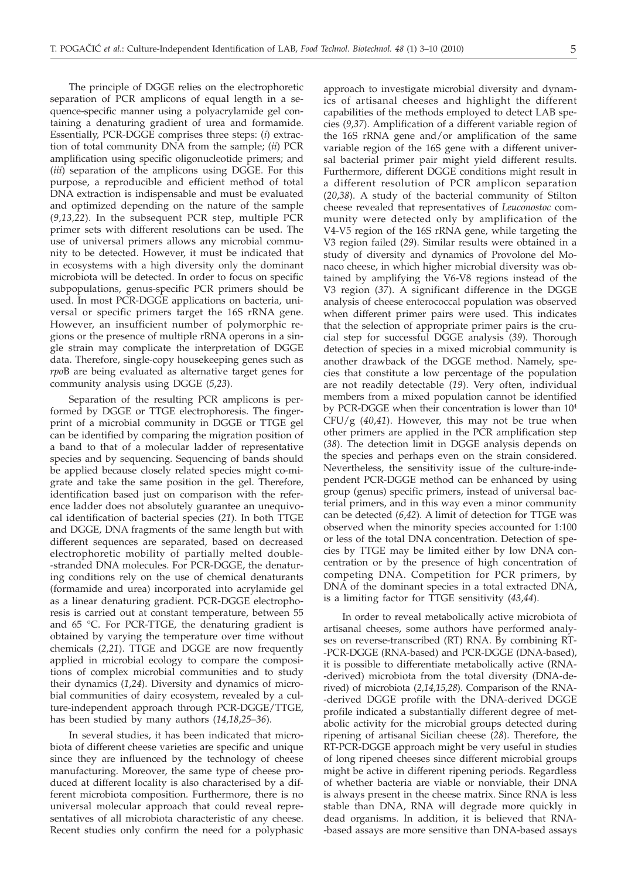The principle of DGGE relies on the electrophoretic separation of PCR amplicons of equal length in a sequence-specific manner using a polyacrylamide gel containing a denaturing gradient of urea and formamide. Essentially, PCR-DGGE comprises three steps: (*i*) extraction of total community DNA from the sample; (*ii*) PCR amplification using specific oligonucleotide primers; and (*iii*) separation of the amplicons using DGGE. For this purpose, a reproducible and efficient method of total DNA extraction is indispensable and must be evaluated and optimized depending on the nature of the sample (*9,13,22*). In the subsequent PCR step, multiple PCR primer sets with different resolutions can be used. The use of universal primers allows any microbial community to be detected. However, it must be indicated that in ecosystems with a high diversity only the dominant microbiota will be detected. In order to focus on specific subpopulations, genus-specific PCR primers should be used. In most PCR-DGGE applications on bacteria, universal or specific primers target the 16S rRNA gene. However, an insufficient number of polymorphic regions or the presence of multiple rRNA operons in a single strain may complicate the interpretation of DGGE data. Therefore, single-copy housekeeping genes such as *rpo*B are being evaluated as alternative target genes for community analysis using DGGE (*5,23*).

Separation of the resulting PCR amplicons is performed by DGGE or TTGE electrophoresis. The fingerprint of a microbial community in DGGE or TTGE gel can be identified by comparing the migration position of a band to that of a molecular ladder of representative species and by sequencing. Sequencing of bands should be applied because closely related species might co-migrate and take the same position in the gel. Therefore, identification based just on comparison with the reference ladder does not absolutely guarantee an unequivocal identification of bacterial species (*21*). In both TTGE and DGGE, DNA fragments of the same length but with different sequences are separated, based on decreased electrophoretic mobility of partially melted double-stranded DNA molecules. For PCR-DGGE, the denaturing conditions rely on the use of chemical denaturants (formamide and urea) incorporated into acrylamide gel as a linear denaturing gradient. PCR-DGGE electrophoresis is carried out at constant temperature, between 55 and 65 °C. For PCR-TTGE, the denaturing gradient is obtained by varying the temperature over time without chemicals (*2,21*). TTGE and DGGE are now frequently applied in microbial ecology to compare the compositions of complex microbial communities and to study their dynamics (*1,24*). Diversity and dynamics of microbial communities of dairy ecosystem, revealed by a culture-independent approach through PCR-DGGE/TTGE, has been studied by many authors (*14,18,25–36*).

In several studies, it has been indicated that microbiota of different cheese varieties are specific and unique since they are influenced by the technology of cheese manufacturing. Moreover, the same type of cheese produced at different locality is also characterised by a different microbiota composition. Furthermore, there is no universal molecular approach that could reveal representatives of all microbiota characteristic of any cheese. Recent studies only confirm the need for a polyphasic approach to investigate microbial diversity and dynamics of artisanal cheeses and highlight the different capabilities of the methods employed to detect LAB species (*9,37*). Amplification of a different variable region of the 16S rRNA gene and/or amplification of the same variable region of the 16S gene with a different universal bacterial primer pair might yield different results. Furthermore, different DGGE conditions might result in a different resolution of PCR amplicon separation (*20,38*). A study of the bacterial community of Stilton cheese revealed that representatives of *Leuconostoc* community were detected only by amplification of the V4-V5 region of the 16S rRNA gene, while targeting the V3 region failed (*29*). Similar results were obtained in a study of diversity and dynamics of Provolone del Monaco cheese, in which higher microbial diversity was obtained by amplifying the V6-V8 regions instead of the V3 region (*37*). A significant difference in the DGGE analysis of cheese enterococcal population was observed when different primer pairs were used. This indicates that the selection of appropriate primer pairs is the crucial step for successful DGGE analysis (*39*). Thorough detection of species in a mixed microbial community is another drawback of the DGGE method. Namely, species that constitute a low percentage of the population are not readily detectable (*19*). Very often, individual members from a mixed population cannot be identified by PCR-DGGE when their concentration is lower than $10^4$ CFU/g (*40,41*). However, this may not be true when other primers are applied in the PCR amplification step (*38*). The detection limit in DGGE analysis depends on the species and perhaps even on the strain considered. Nevertheless, the sensitivity issue of the culture-independent PCR-DGGE method can be enhanced by using group (genus) specific primers, instead of universal bacterial primers, and in this way even a minor community can be detected (*6,42*). A limit of detection for TTGE was observed when the minority species accounted for 1:100 or less of the total DNA concentration. Detection of species by TTGE may be limited either by low DNA concentration or by the presence of high concentration of competing DNA. Competition for PCR primers, by DNA of the dominant species in a total extracted DNA, is a limiting factor for TTGE sensitivity (*43,44*).

In order to reveal metabolically active microbiota of artisanal cheeses, some authors have performed analyses on reverse-transcribed (RT) RNA. By combining RT-PCR-DGGE (RNA-based) and PCR-DGGE (DNA-based), it is possible to differentiate metabolically active (RNA-derived) microbiota from the total diversity (DNA-derived) of microbiota (*2,14,15,28*). Comparison of the RNA-derived DGGE profile with the DNA-derived DGGE profile indicated a substantially different degree of metabolic activity for the microbial groups detected during ripening of artisanal Sicilian cheese (*28*). Therefore, the RT-PCR-DGGE approach might be very useful in studies of long ripened cheeses since different microbial groups might be active in different ripening periods. Regardless of whether bacteria are viable or nonviable, their DNA is always present in the cheese matrix. Since RNA is less stable than DNA, RNA will degrade more quickly in dead organisms. In addition, it is believed that RNA-based assays are more sensitive than DNA-based assays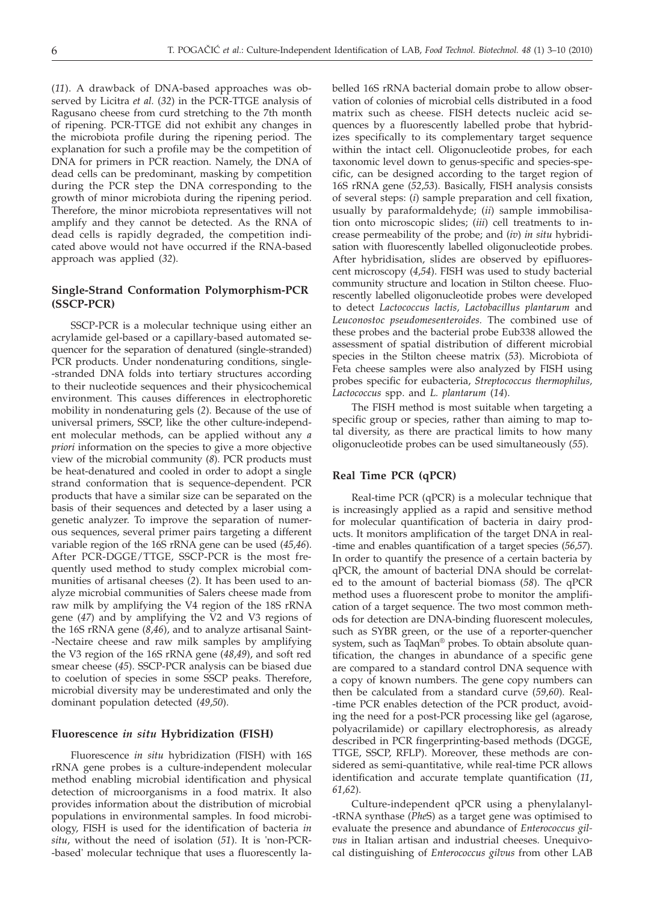(*11*). A drawback of DNA-based approaches was observed by Licitra *et al.* (*32*) in the PCR-TTGE analysis of Ragusano cheese from curd stretching to the 7th month of ripening. PCR-TTGE did not exhibit any changes in the microbiota profile during the ripening period. The explanation for such a profile may be the competition of DNA for primers in PCR reaction. Namely, the DNA of dead cells can be predominant, masking by competition during the PCR step the DNA corresponding to the growth of minor microbiota during the ripening period. Therefore, the minor microbiota representatives will not amplify and they cannot be detected. As the RNA of dead cells is rapidly degraded, the competition indicated above would not have occurred if the RNA-based approach was applied (*32*).

## Single-Strand Conformation Polymorphism-PCR (SSCP-PCR)

SSCP-PCR is a molecular technique using either an acrylamide gel-based or a capillary-based automated sequencer for the separation of denatured (single-stranded) PCR products. Under nondenaturing conditions, single-stranded DNA folds into tertiary structures according to their nucleotide sequences and their physicochemical environment. This causes differences in electrophoretic mobility in nondenaturing gels (*2*). Because of the use of universal primers, SSCP, like the other culture-independent molecular methods, can be applied without any *a priori* information on the species to give a more objective view of the microbial community (*8*). PCR products must be heat-denatured and cooled in order to adopt a single strand conformation that is sequence-dependent. PCR products that have a similar size can be separated on the basis of their sequences and detected by a laser using a genetic analyzer. To improve the separation of numerous sequences, several primer pairs targeting a different variable region of the 16S rRNA gene can be used (*45,46*). After PCR-DGGE/TTGE, SSCP-PCR is the most frequently used method to study complex microbial communities of artisanal cheeses (*2*). It has been used to analyze microbial communities of Salers cheese made from raw milk by amplifying the V4 region of the 18S rRNA gene (*47*) and by amplifying the V2 and V3 regions of the 16S rRNA gene (*8,46*), and to analyze artisanal Saint-Nectaire cheese and raw milk samples by amplifying the V3 region of the 16S rRNA gene (*48,49*), and soft red smear cheese (*45*). SSCP-PCR analysis can be biased due to coelution of species in some SSCP peaks. Therefore, microbial diversity may be underestimated and only the dominant population detected (*49,50*).

## Fluorescence *in situ* Hybridization (FISH)

Fluorescence *in situ* hybridization (FISH) with 16S rRNA gene probes is a culture-independent molecular method enabling microbial identification and physical detection of microorganisms in a food matrix. It also provides information about the distribution of microbial populations in environmental samples. In food microbiology, FISH is used for the identification of bacteria *in situ*, without the need of isolation (*51*). It is 'non-PCR-based' molecular technique that uses a fluorescently labelled 16S rRNA bacterial domain probe to allow observation of colonies of microbial cells distributed in a food matrix such as cheese. FISH detects nucleic acid sequences by a fluorescently labelled probe that hybridizes specifically to its complementary target sequence within the intact cell. Oligonucleotide probes, for each taxonomic level down to genus-specific and species-specific, can be designed according to the target region of 16S rRNA gene (*52,53*). Basically, FISH analysis consists of several steps: (*i*) sample preparation and cell fixation, usually by paraformaldehyde; (*ii*) sample immobilisation onto microscopic slides; (*iii*) cell treatments to increase permeability of the probe; and (*iv*) *in situ* hybridisation with fluorescently labelled oligonucleotide probes. After hybridisation, slides are observed by epifluorescent microscopy (*4,54*). FISH was used to study bacterial community structure and location in Stilton cheese. Fluorescently labelled oligonucleotide probes were developed to detect *Lactococcus lactis, Lactobacillus plantarum* and *Leuconostoc pseudomesenteroides.* The combined use of these probes and the bacterial probe Eub338 allowed the assessment of spatial distribution of different microbial species in the Stilton cheese matrix (*53*). Microbiota of Feta cheese samples were also analyzed by FISH using probes specific for eubacteria, *Streptococcus thermophilus, Lactococcus* spp. and *L. plantarum* (*14*).

The FISH method is most suitable when targeting a specific group or species, rather than aiming to map total diversity, as there are practical limits to how many oligonucleotide probes can be used simultaneously (*55*).

## Real Time PCR (qPCR)

Real-time PCR (qPCR) is a molecular technique that is increasingly applied as a rapid and sensitive method for molecular quantification of bacteria in dairy products. It monitors amplification of the target DNA in real-time and enables quantification of a target species (*56,57*). In order to quantify the presence of a certain bacteria by qPCR, the amount of bacterial DNA should be correlated to the amount of bacterial biomass (*58*). The qPCR method uses a fluorescent probe to monitor the amplification of a target sequence. The two most common methods for detection are DNA-binding fluorescent molecules, such as SYBR green, or the use of a reporter-quencher system, such as TaqMan® probes. To obtain absolute quantification, the changes in abundance of a specific gene are compared to a standard control DNA sequence with a copy of known numbers. The gene copy numbers can then be calculated from a standard curve (*59,60*). Real-time PCR enables detection of the PCR product, avoiding the need for a post-PCR processing like gel (agarose, polyacrilamide) or capillary electrophoresis, as already described in PCR fingerprinting-based methods (DGGE, TTGE, SSCP, RFLP). Moreover, these methods are considered as semi-quantitative, while real-time PCR allows identification and accurate template quantification (*11, 61,62*).

Culture-independent qPCR using a phenylalanyl-tRNA synthase (*Phe*S) as a target gene was optimised to evaluate the presence and abundance of *Enterococcus gilvus* in Italian artisan and industrial cheeses. Unequivocal distinguishing of *Enterococcus gilvus* from other LAB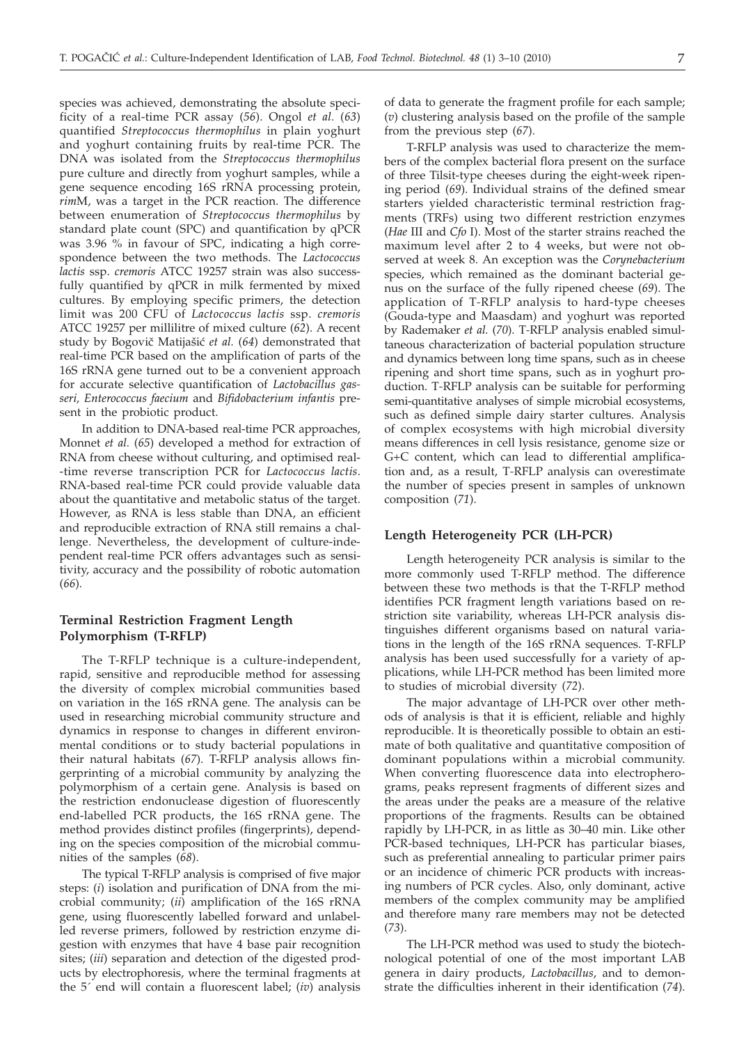species was achieved, demonstrating the absolute specificity of a real-time PCR assay (*56*). Ongol *et al.* (*63*) quantified *Streptococcus thermophilus* in plain yoghurt and yoghurt containing fruits by real-time PCR. The DNA was isolated from the *Streptococcus thermophilus* pure culture and directly from yoghurt samples, while a gene sequence encoding 16S rRNA processing protein, *rim*M, was a target in the PCR reaction. The difference between enumeration of *Streptococcus thermophilus* by standard plate count (SPC) and quantification by qPCR was 3.96 % in favour of SPC, indicating a high correspondence between the two methods. The *Lactococcus lactis* ssp. *cremoris* ATCC 19257 strain was also successfully quantified by qPCR in milk fermented by mixed cultures. By employing specific primers, the detection limit was 200 CFU of *Lactococcus lactis* ssp. *cremoris* ATCC 19257 per millilitre of mixed culture (*62*). A recent study by Bogovič Matijašić *et al.* (*64*) demonstrated that real-time PCR based on the amplification of parts of the 16S rRNA gene turned out to be a convenient approach for accurate selective quantification of *Lactobacillus gasseri*, *Enterococcus faecium* and *Bifidobacterium infantis* present in the probiotic product.

In addition to DNA-based real-time PCR approaches, Monnet *et al.* (*65*) developed a method for extraction of RNA from cheese without culturing, and optimised real-time reverse transcription PCR for *Lactococcus lactis*. RNA-based real-time PCR could provide valuable data about the quantitative and metabolic status of the target. However, as RNA is less stable than DNA, an efficient and reproducible extraction of RNA still remains a challenge. Nevertheless, the development of culture-independent real-time PCR offers advantages such as sensitivity, accuracy and the possibility of robotic automation (*66*).

## Terminal Restriction Fragment Length Polymorphism (T-RFLP)

The T-RFLP technique is a culture-independent, rapid, sensitive and reproducible method for assessing the diversity of complex microbial communities based on variation in the 16S rRNA gene. The analysis can be used in researching microbial community structure and dynamics in response to changes in different environmental conditions or to study bacterial populations in their natural habitats (*67*). T-RFLP analysis allows fingerprinting of a microbial community by analyzing the polymorphism of a certain gene. Analysis is based on the restriction endonuclease digestion of fluorescently end-labelled PCR products, the 16S rRNA gene. The method provides distinct profiles (fingerprints), depending on the species composition of the microbial communities of the samples (*68*).

The typical T-RFLP analysis is comprised of five major steps: (*i*) isolation and purification of DNA from the microbial community; (*ii*) amplification of the 16S rRNA gene, using fluorescently labelled forward and unlabelled reverse primers, followed by restriction enzyme digestion with enzymes that have 4 base pair recognition sites; (*iii*) separation and detection of the digested products by electrophoresis, where the terminal fragments at the 5´ end will contain a fluorescent label; (*iv*) analysis of data to generate the fragment profile for each sample; (*v*) clustering analysis based on the profile of the sample from the previous step (*67*).

T-RFLP analysis was used to characterize the members of the complex bacterial flora present on the surface of three Tilsit-type cheeses during the eight-week ripening period (*69*). Individual strains of the defined smear starters yielded characteristic terminal restriction fragments (TRFs) using two different restriction enzymes (*Hae* III and *Cfo* I). Most of the starter strains reached the maximum level after 2 to 4 weeks, but were not observed at week 8. An exception was the *Corynebacterium* species, which remained as the dominant bacterial genus on the surface of the fully ripened cheese (*69*). The application of T-RFLP analysis to hard-type cheeses (Gouda-type and Maasdam) and yoghurt was reported by Rademaker *et al.* (*70*). T-RFLP analysis enabled simultaneous characterization of bacterial population structure and dynamics between long time spans, such as in cheese ripening and short time spans, such as in yoghurt production. T-RFLP analysis can be suitable for performing semi-quantitative analyses of simple microbial ecosystems, such as defined simple dairy starter cultures. Analysis of complex ecosystems with high microbial diversity means differences in cell lysis resistance, genome size or G+C content, which can lead to differential amplification and, as a result, T-RFLP analysis can overestimate the number of species present in samples of unknown composition (*71*).

## Length Heterogeneity PCR (LH-PCR)

Length heterogeneity PCR analysis is similar to the more commonly used T-RFLP method. The difference between these two methods is that the T-RFLP method identifies PCR fragment length variations based on restriction site variability, whereas LH-PCR analysis distinguishes different organisms based on natural variations in the length of the 16S rRNA sequences. T-RFLP analysis has been used successfully for a variety of applications, while LH-PCR method has been limited more to studies of microbial diversity (*72*).

The major advantage of LH-PCR over other methods of analysis is that it is efficient, reliable and highly reproducible. It is theoretically possible to obtain an estimate of both qualitative and quantitative composition of dominant populations within a microbial community. When converting fluorescence data into electropherograms, peaks represent fragments of different sizes and the areas under the peaks are a measure of the relative proportions of the fragments. Results can be obtained rapidly by LH-PCR, in as little as 30–40 min. Like other PCR-based techniques, LH-PCR has particular biases, such as preferential annealing to particular primer pairs or an incidence of chimeric PCR products with increasing numbers of PCR cycles. Also, only dominant, active members of the complex community may be amplified and therefore many rare members may not be detected (*73*).

The LH-PCR method was used to study the biotechnological potential of one of the most important LAB genera in dairy products, *Lactobacillus*, and to demonstrate the difficulties inherent in their identification (*74*).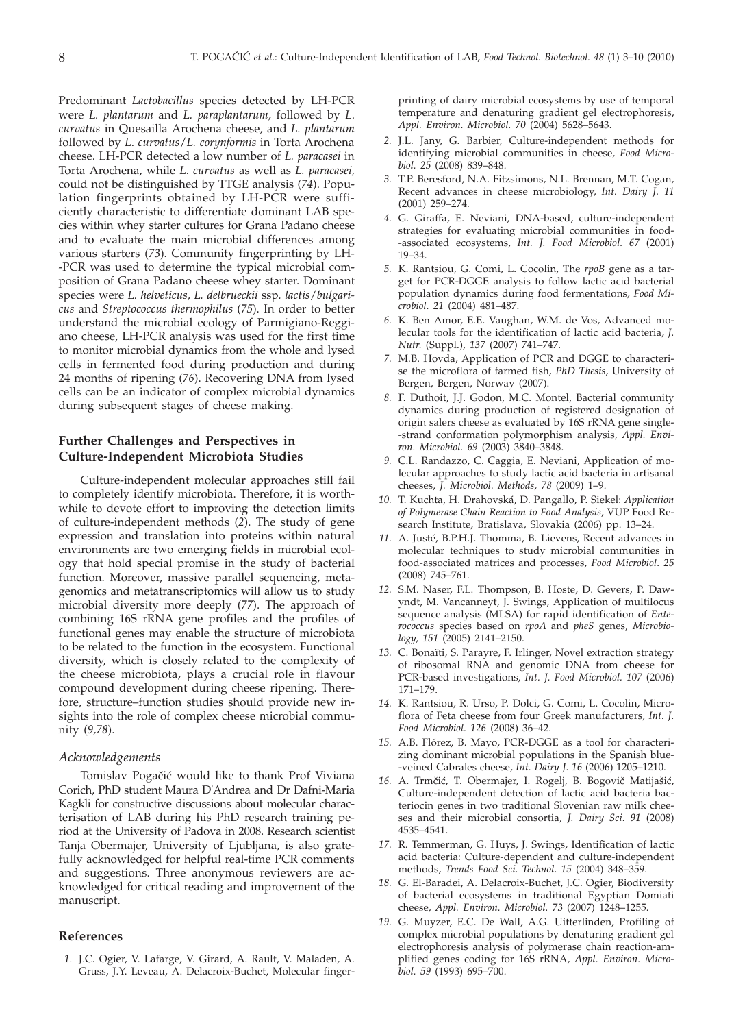Predominant *Lactobacillus* species detected by LH-PCR were *L. plantarum* and *L. paraplantarum*, followed by *L. curvatus* in Quesailla Arochena cheese, and *L. plantarum* followed by *L. curvatus*/*L. coryniformis* in Torta Arochena cheese. LH-PCR detected a low number of *L. paracasei* in Torta Arochena, while *L. curvatus* as well as *L. paracasei*, could not be distinguished by TTGE analysis (*74*). Population fingerprints obtained by LH-PCR were sufficiently characteristic to differentiate dominant LAB species within whey starter cultures for Grana Padano cheese and to evaluate the main microbial differences among various starters (*73*). Community fingerprinting by LH-PCR was used to determine the typical microbial composition of Grana Padano cheese whey starter. Dominant species were *L. helveticus*, *L. delbrueckii* ssp. *lactis*/*bulgaricus* and *Streptococcus thermophilus* (*75*). In order to better understand the microbial ecology of Parmigiano-Reggiano cheese, LH-PCR analysis was used for the first time to monitor microbial dynamics from the whole and lysed cells in fermented food during production and during 24 months of ripening (*76*). Recovering DNA from lysed cells can be an indicator of complex microbial dynamics during subsequent stages of cheese making.

## Further Challenges and Perspectives in Culture-Independent Microbiota Studies

Culture-independent molecular approaches still fail to completely identify microbiota. Therefore, it is worthwhile to devote effort to improving the detection limits of culture-independent methods (*2*). The study of gene expression and translation into proteins within natural environments are two emerging fields in microbial ecology that hold special promise in the study of bacterial function. Moreover, massive parallel sequencing, metagenomics and metatranscriptomics will allow us to study microbial diversity more deeply (*77*). The approach of combining 16S rRNA gene profiles and the profiles of functional genes may enable the structure of microbiota to be related to the function in the ecosystem. Functional diversity, which is closely related to the complexity of the cheese microbiota, plays a crucial role in flavour compound development during cheese ripening. Therefore, structure–function studies should provide new insights into the role of complex cheese microbial community (*9*,*78*).

### *Acknowledgements*

Tomislav Pogačić would like to thank Prof Viviana Corich, PhD student Maura D'Andrea and Dr Dafni-Maria Kagkli for constructive discussions about molecular characterisation of LAB during his PhD research training period at the University of Padova in 2008. Research scientist Tanja Obermajer, University of Ljubljana, is also gratefully acknowledged for helpful real-time PCR comments and suggestions. Three anonymous reviewers are acknowledged for critical reading and improvement of the manuscript.

## References

1. J.C. Ogier, V. Lafarge, V. Girard, A. Rault, V. Maladen, A. Gruss, J.Y. Leveau, A. Delacroix-Buchet, Molecular fingerprinting of dairy microbial ecosystems by use of temporal temperature and denaturing gradient gel electrophoresis, *Appl. Environ. Microbiol. 70* (2004) 5628–5643.
2. J.L. Jany, G. Barbier, Culture-independent methods for identifying microbial communities in cheese, *Food Microbiol. 25* (2008) 839–848.
3. T.P. Beresford, N.A. Fitzsimons, N.L. Brennan, M.T. Cogan, Recent advances in cheese microbiology, *Int. Dairy J. 11* (2001) 259–274.
4. G. Giraffa, E. Neviani, DNA-based, culture-independent strategies for evaluating microbial communities in food-associated ecosystems, *Int. J. Food Microbiol. 67* (2001) 19–34.
5. K. Rantsiou, G. Comi, L. Cocolin, The *rpoB* gene as a target for PCR-DGGE analysis to follow lactic acid bacterial population dynamics during food fermentations, *Food Microbiol. 21* (2004) 481–487.
6. K. Ben Amor, E.E. Vaughan, W.M. de Vos, Advanced molecular tools for the identification of lactic acid bacteria, *J. Nutr.* (Suppl.), *137* (2007) 741–747.
7. M.B. Hovda, Application of PCR and DGGE to characterise the microflora of farmed fish, *PhD Thesis*, University of Bergen, Bergen, Norway (2007).
8. F. Duthoit, J.J. Godon, M.C. Montel, Bacterial community dynamics during production of registered designation of origin salers cheese as evaluated by 16S rRNA gene single-strand conformation polymorphism analysis, *Appl. Environ. Microbiol. 69* (2003) 3840–3848.
9. C.L. Randazzo, C. Caggia, E. Neviani, Application of molecular approaches to study lactic acid bacteria in artisanal cheeses, *J. Microbiol. Methods, 78* (2009) 1–9.
10. T. Kuchta, H. Drahovská, D. Pangallo, P. Siekel: *Application of Polymerase Chain Reaction to Food Analysis*, VUP Food Research Institute, Bratislava, Slovakia (2006) pp. 13–24.
11. A. Justé, B.P.H.J. Thomma, B. Lievens, Recent advances in molecular techniques to study microbial communities in food-associated matrices and processes, *Food Microbiol. 25* (2008) 745–761.
12. S.M. Naser, F.L. Thompson, B. Hoste, D. Gevers, P. Dawyndt, M. Vancanneyt, J. Swings, Application of multilocus sequence analysis (MLSA) for rapid identification of *Enterococcus* species based on *rpoA* and *pheS* genes, *Microbiology, 151* (2005) 2141–2150.
13. C. Bonaïti, S. Parayre, F. Irlinger, Novel extraction strategy of ribosomal RNA and genomic DNA from cheese for PCR-based investigations, *Int. J. Food Microbiol. 107* (2006) 171–179.
14. K. Rantsiou, R. Urso, P. Dolci, G. Comi, L. Cocolin, Microflora of Feta cheese from four Greek manufacturers, *Int. J. Food Microbiol. 126* (2008) 36–42.
15. A.B. Flórez, B. Mayo, PCR-DGGE as a tool for characterizing dominant microbial populations in the Spanish blue-veined Cabrales cheese, *Int. Dairy J. 16* (2006) 1205–1210.
16. A. Trmčić, T. Obermajer, I. Rogelj, B. Bogovič Matijašić, Culture-independent detection of lactic acid bacteria bacteriocin genes in two traditional Slovenian raw milk cheeses and their microbial consortia, *J. Dairy Sci. 91* (2008) 4535–4541.
17. R. Temmerman, G. Huys, J. Swings, Identification of lactic acid bacteria: Culture-dependent and culture-independent methods, *Trends Food Sci. Technol. 15* (2004) 348–359.
18. G. El-Baradei, A. Delacroix-Buchet, J.C. Ogier, Biodiversity of bacterial ecosystems in traditional Egyptian Domiati cheese, *Appl. Environ. Microbiol. 73* (2007) 1248–1255.
19. G. Muyzer, E.C. De Wall, A.G. Uitterlinden, Profiling of complex microbial populations by denaturing gradient gel electrophoresis analysis of polymerase chain reaction-amplified genes coding for 16S rRNA, *Appl. Environ. Microbiol. 59* (1993) 695–700.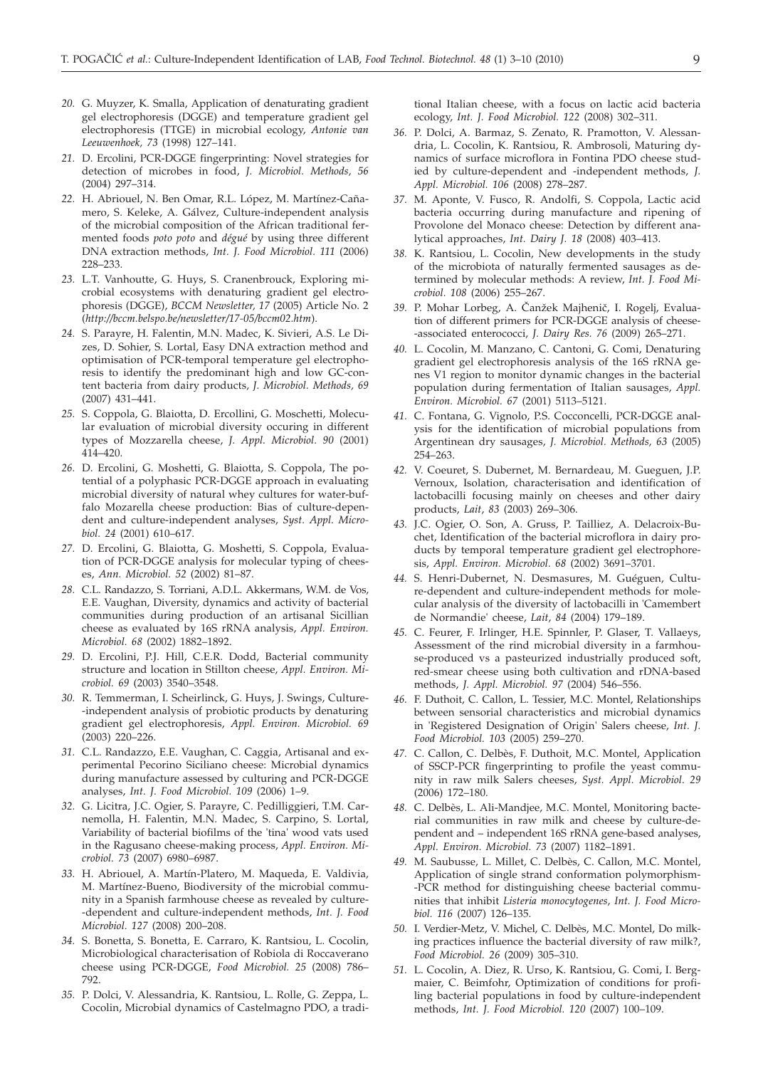20. G. Muyzer, K. Smalla, Application of denaturating gradient gel electrophoresis (DGGE) and temperature gradient gel electrophoresis (TTGE) in microbial ecology, *Antonie van Leeuwenhoek*, *73* (1998) 127–141.

21. D. Ercolini, PCR-DGGE fingerprinting: Novel strategies for detection of microbes in food, *J. Microbiol. Methods*, *56* (2004) 297–314.

22. H. Abriouel, N. Ben Omar, R.L. López, M. Martínez-Cañamero, S. Keleke, A. Gálvez, Culture-independent analysis of the microbial composition of the African traditional fermented foods *poto poto* and *dégué* by using three different DNA extraction methods, *Int. J. Food Microbiol. 111* (2006) 228–233.

23. L.T. Vanhoutte, G. Huys, S. Cranenbrouck, Exploring microbial ecosystems with denaturing gradient gel electrophoresis (DGGE), *BCCM Newsletter, 17* (2005) Article No. 2 (*http://bccm.belspo.be/newsletter/17-05/bccm02.htm*).

24. S. Parayre, H. Falentin, M.N. Madec, K. Sivieri, A.S. Le Dizes, D. Sohier, S. Lortal, Easy DNA extraction method and optimisation of PCR-temporal temperature gel electrophoresis to identify the predominant high and low GC-content bacteria from dairy products, *J. Microbiol. Methods, 69* (2007) 431–441.

25. S. Coppola, G. Blaiotta, D. Ercollini, G. Moschetti, Molecular evaluation of microbial diversity occuring in different types of Mozzarella cheese, *J. Appl. Microbiol. 90* (2001) 414–420.

26. D. Ercolini, G. Moshetti, G. Blaiotta, S. Coppola, The potential of a polyphasic PCR-DGGE approach in evaluating microbial diversity of natural whey cultures for water-buffalo Mozarella cheese production: Bias of culture-dependent and culture-independent analyses, *Syst. Appl. Microbiol. 24* (2001) 610–617.

27. D. Ercolini, G. Blaiotta, G. Moshetti, S. Coppola, Evaluation of PCR-DGGE analysis for molecular typing of cheeses, *Ann. Microbiol. 52* (2002) 81–87.

28. C.L. Randazzo, S. Torriani, A.D.L. Akkermans, W.M. de Vos, E.E. Vaughan, Diversity, dynamics and activity of bacterial communities during production of an artisanal Sicillian cheese as evaluated by 16S rRNA analysis, *Appl. Environ. Microbiol. 68* (2002) 1882–1892.

29. D. Ercolini, P.J. Hill, C.E.R. Dodd, Bacterial community structure and location in Stillton cheese, *Appl. Environ. Microbiol. 69* (2003) 3540–3548.

30. R. Temmerman, I. Scheirlinck, G. Huys, J. Swings, Culture--independent analysis of probiotic products by denaturing gradient gel electrophoresis, *Appl. Environ. Microbiol. 69* (2003) 220–226.

31. C.L. Randazzo, E.E. Vaughan, C. Caggia, Artisanal and experimental Pecorino Siciliano cheese: Microbial dynamics during manufacture assessed by culturing and PCR-DGGE analyses, *Int. J. Food Microbiol. 109* (2006) 1–9.

32. G. Licitra, J.C. Ogier, S. Parayre, C. Pedilliggieri, T.M. Carnemolla, H. Falentin, M.N. Madec, S. Carpino, S. Lortal, Variability of bacterial biofilms of the 'tina' wood vats used in the Ragusano cheese-making process, *Appl. Environ. Microbiol. 73* (2007) 6980–6987.

33. H. Abriouel, A. Martín-Platero, M. Maqueda, E. Valdivia, M. Martínez-Bueno, Biodiversity of the microbial community in a Spanish farmhouse cheese as revealed by culture--dependent and culture-independent methods, *Int. J. Food Microbiol. 127* (2008) 200–208.

34. S. Bonetta, S. Bonetta, E. Carraro, K. Rantsiou, L. Cocolin, Microbiological characterisation of Robiola di Roccaverano cheese using PCR-DGGE, *Food Microbiol. 25* (2008) 786–792.

35. P. Dolci, V. Alessandria, K. Rantsiou, L. Rolle, G. Zeppa, L. Cocolin, Microbial dynamics of Castelmagno PDO, a traditional Italian cheese, with a focus on lactic acid bacteria ecology, *Int. J. Food Microbiol. 122* (2008) 302–311.

36. P. Dolci, A. Barmaz, S. Zenato, R. Pramotton, V. Alessandria, L. Cocolin, K. Rantsiou, R. Ambrosoli, Maturing dynamics of surface microflora in Fontina PDO cheese studied by culture-dependent and -independent methods, *J. Appl. Microbiol. 106* (2008) 278–287.

37. M. Aponte, V. Fusco, R. Andolfi, S. Coppola, Lactic acid bacteria occurring during manufacture and ripening of Provolone del Monaco cheese: Detection by different analytical approaches, *Int. Dairy J. 18* (2008) 403–413.

38. K. Rantsiou, L. Cocolin, New developments in the study of the microbiota of naturally fermented sausages as determined by molecular methods: A review, *Int. J. Food Microbiol. 108* (2006) 255–267.

39. P. Mohar Lorbeg, A. Čanžek Majhenič, I. Rogelj, Evaluation of different primers for PCR-DGGE analysis of cheese--associated enterococci, *J. Dairy Res. 76* (2009) 265–271.

40. L. Cocolin, M. Manzano, C. Cantoni, G. Comi, Denaturing gradient gel electrophoresis analysis of the 16S rRNA genes V1 region to monitor dynamic changes in the bacterial population during fermentation of Italian sausages, *Appl. Environ. Microbiol. 67* (2001) 5113–5121.

41. C. Fontana, G. Vignolo, P.S. Cocconcelli, PCR-DGGE analysis for the identification of microbial populations from Argentinean dry sausages, *J. Microbiol. Methods, 63* (2005) 254–263.

42. V. Coeuret, S. Dubernet, M. Bernardeau, M. Gueguen, J.P. Vernoux, Isolation, characterisation and identification of lactobacilli focusing mainly on cheeses and other dairy products, *Lait, 83* (2003) 269–306.

43. J.C. Ogier, O. Son, A. Gruss, P. Tailliez, A. Delacroix-Buchet, Identification of the bacterial microflora in dairy products by temporal temperature gradient gel electrophoresis, *Appl. Environ. Microbiol. 68* (2002) 3691–3701.

44. S. Henri-Dubernet, N. Desmasures, M. Guéguen, Culture-dependent and culture-independent methods for molecular analysis of the diversity of lactobacilli in 'Camembert de Normandie' cheese, *Lait, 84* (2004) 179–189.

45. C. Feurer, F. Irlinger, H.E. Spinnler, P. Glaser, T. Vallaeys, Assessment of the rind microbial diversity in a farmhouse-produced vs a pasteurized industrially produced soft, red-smear cheese using both cultivation and rDNA-based methods, *J. Appl. Microbiol. 97* (2004) 546–556.

46. F. Duthoit, C. Callon, L. Tessier, M.C. Montel, Relationships between sensorial characteristics and microbial dynamics in 'Registered Designation of Origin' Salers cheese, *Int. J. Food Microbiol. 103* (2005) 259–270.

47. C. Callon, C. Delbès, F. Duthoit, M.C. Montel, Application of SSCP-PCR fingerprinting to profile the yeast community in raw milk Salers cheeses, *Syst. Appl. Microbiol. 29* (2006) 172–180.

48. C. Delbès, L. Ali-Mandjee, M.C. Montel, Monitoring bacterial communities in raw milk and cheese by culture-dependent and – independent 16S rRNA gene-based analyses, *Appl. Environ. Microbiol. 73* (2007) 1182–1891.

49. M. Saubusse, L. Millet, C. Delbès, C. Callon, M.C. Montel, Application of single strand conformation polymorphism--PCR method for distinguishing cheese bacterial communities that inhibit *Listeria monocytogenes*, *Int. J. Food Microbiol. 116* (2007) 126–135.

50. I. Verdier-Metz, V. Michel, C. Delbès, M.C. Montel, Do milking practices influence the bacterial diversity of raw milk?, *Food Microbiol. 26* (2009) 305–310.

51. L. Cocolin, A. Diez, R. Urso, K. Rantsiou, G. Comi, I. Bergmaier, C. Beimfohr, Optimization of conditions for profiling bacterial populations in food by culture-independent methods, *Int. J. Food Microbiol. 120* (2007) 100–109.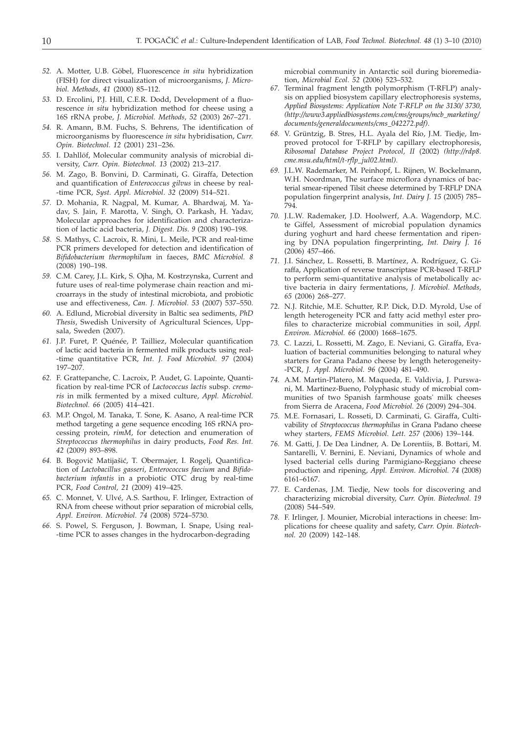52. A. Motter, U.B. Göbel, Fluorescence *in situ* hybridization (FISH) for direct visualization of microorganisms, *J. Microbiol. Methods, 41* (2000) 85–112.

53. D. Ercolini, P.J. Hill, C.E.R. Dodd, Development of a fluorescence *in situ* hybridization method for cheese using a 16S rRNA probe, *J. Microbiol. Methods, 52* (2003) 267–271.

54. R. Amann, B.M. Fuchs, S. Behrens, The identification of microorganisms by fluorescence *in situ* hybridisation, *Curr. Opin. Biotechnol. 12* (2001) 231–236.

55. I. Dahllöf, Molecular community analysis of microbial diversity, *Curr. Opin. Biotechnol. 13* (2002) 213–217.

56. M. Zago, B. Bonvini, D. Carminati, G. Giraffa, Detection and quantification of *Enterococcus gilvus* in cheese by real-time PCR, *Syst. Appl. Microbiol. 32* (2009) 514–521.

57. D. Mohania, R. Nagpal, M. Kumar, A. Bhardwaj, M. Yadav, S. Jain, F. Marotta, V. Singh, O. Parkash, H. Yadav, Molecular approaches for identification and characterization of lactic acid bacteria, *J. Digest. Dis. 9* (2008) 190–198.

58. S. Mathys, C. Lacroix, R. Mini, L. Meile, PCR and real-time PCR primers developed for detection and identification of *Bifidobacterium thermophilum* in faeces, *BMC Microbiol. 8* (2008) 190–198.

59. C.M. Carey, J.L. Kirk, S. Ojha, M. Kostrzynska, Current and future uses of real-time polymerase chain reaction and microarrays in the study of intestinal microbiota, and probiotic use and effectiveness, *Can. J. Microbiol. 53* (2007) 537–550.

60. A. Edlund, Microbial diversity in Baltic sea sediments, *PhD Thesis*, Swedish University of Agricultural Sciences, Uppsala, Sweden (2007).

61. J.P. Furet, P. Quénée, P. Tailliez, Molecular quantification of lactic acid bacteria in fermented milk products using real-time quantitative PCR, *Int. J. Food Microbiol. 97* (2004) 197–207.

62. F. Grattepanche, C. Lacroix, P. Audet, G. Lapointe, Quantification by real-time PCR of *Lactococcus lactis* subsp. *cremoris* in milk fermented by a mixed culture, *Appl. Microbiol. Biotechnol. 66* (2005) 414–421.

63. M.P. Ongol, M. Tanaka, T. Sone, K. Asano, A real-time PCR method targeting a gene sequence encoding 16S rRNA processing protein, *rimM*, for detection and enumeration of *Streptococcus thermophilus* in dairy products, *Food Res. Int. 42* (2009) 893–898.

64. B. Bogovič Matijašić, T. Obermajer, I. Rogelj, Quantification of *Lactobacillus gasseri*, *Enterococcus faecium* and *Bifidobacterium infantis* in a probiotic OTC drug by real-time PCR, *Food Control, 21* (2009) 419–425.

65. C. Monnet, V. Ulvé, A.S. Sarthou, F. Irlinger, Extraction of RNA from cheese without prior separation of microbial cells, *Appl. Environ. Microbiol. 74* (2008) 5724–5730.

66. S. Powel, S. Ferguson, J. Bowman, I. Snape, Using real-time PCR to asses changes in the hydrocarbon-degrading microbial community in Antarctic soil during bioremediation, *Microbial Ecol. 52* (2006) 523–532.

67. Terminal fragment length polymorphism (T-RFLP) analysis on applied biosystem capillary electrophoresis systems, *Applied Biosystems: Application Note T-RFLP on the 3130/ 3730, (http://www3.appliedbiosystems.com/cms/groups/mcb_marketing/documents/generaldocuments/cms_042272.pdf).*

68. V. Grüntzig, B. Stres, H.L. Ayala del Río, J.M. Tiedje, Improved protocol for T-RFLP by capillary electrophoresis, *Ribosomal Database Project Protocol, II* (2002) *(http://rdp8.cme.msu.edu/html/t-rflp_jul02.html).*

69. J.L.W. Rademarker, M. Peinhopf, L. Rijnen, W. Bockelmann, W.H. Noordman, The surface microflora dynamics of bacterial smear-ripened Tilsit cheese determined by T-RFLP DNA population fingerprint analysis, *Int. Dairy J. 15* (2005) 785–794.

70. J.L.W. Rademaker, J.D. Hoolwerf, A.A. Wagendorp, M.C. te Giffel, Assessment of microbial population dynamics during yoghurt and hard cheese fermentation and ripening by DNA population fingerprinting, *Int. Dairy J. 16* (2006) 457–466.

71. J.I. Sánchez, L. Rossetti, B. Martínez, A. Rodríguez, G. Giraffa, Application of reverse transcriptase PCR-based T-RFLP to perform semi-quantitative analysis of metabolically active bacteria in dairy fermentations, *J. Microbiol. Methods, 65* (2006) 268–277.

72. N.J. Ritchie, M.E. Schutter, R.P. Dick, D.D. Myrold, Use of length heterogeneity PCR and fatty acid methyl ester profiles to characterize microbial communities in soil, *Appl. Environ. Microbiol. 66* (2000) 1668–1675.

73. C. Lazzi, L. Rossetti, M. Zago, E. Neviani, G. Giraffa, Evaluation of bacterial communities belonging to natural whey starters for Grana Padano cheese by length heterogeneity-PCR, *J. Appl. Microbiol. 96* (2004) 481–490.

74. A.M. Martin-Platero, M. Maqueda, E. Valdivia, J. Purswani, M. Martinez-Bueno, Polyphasic study of microbial communities of two Spanish farmhouse goats' milk cheeses from Sierra de Aracena, *Food Microbiol. 26* (2009) 294–304.

75. M.E. Fornasari, L. Rosseti, D. Carminati, G. Giraffa, Cultivability of *Streptococcus thermophilus* in Grana Padano cheese whey starters, *FEMS Microbiol. Lett. 257* (2006) 139–144.

76. M. Gatti, J. De Dea Lindner, A. De Lorentiis, B. Bottari, M. Santarelli, V. Bernini, E. Neviani, Dynamics of whole and lysed bacterial cells during Parmigiano-Reggiano cheese production and ripening, *Appl. Environ. Microbiol. 74* (2008) 6161–6167.

77. E. Cardenas, J.M. Tiedje, New tools for discovering and characterizing microbial diversity, *Curr. Opin. Biotechnol. 19* (2008) 544–549.

78. F. Irlinger, J. Mounier, Microbial interactions in cheese: Implications for cheese quality and safety, *Curr. Opin. Biotechnol. 20* (2009) 142–148.